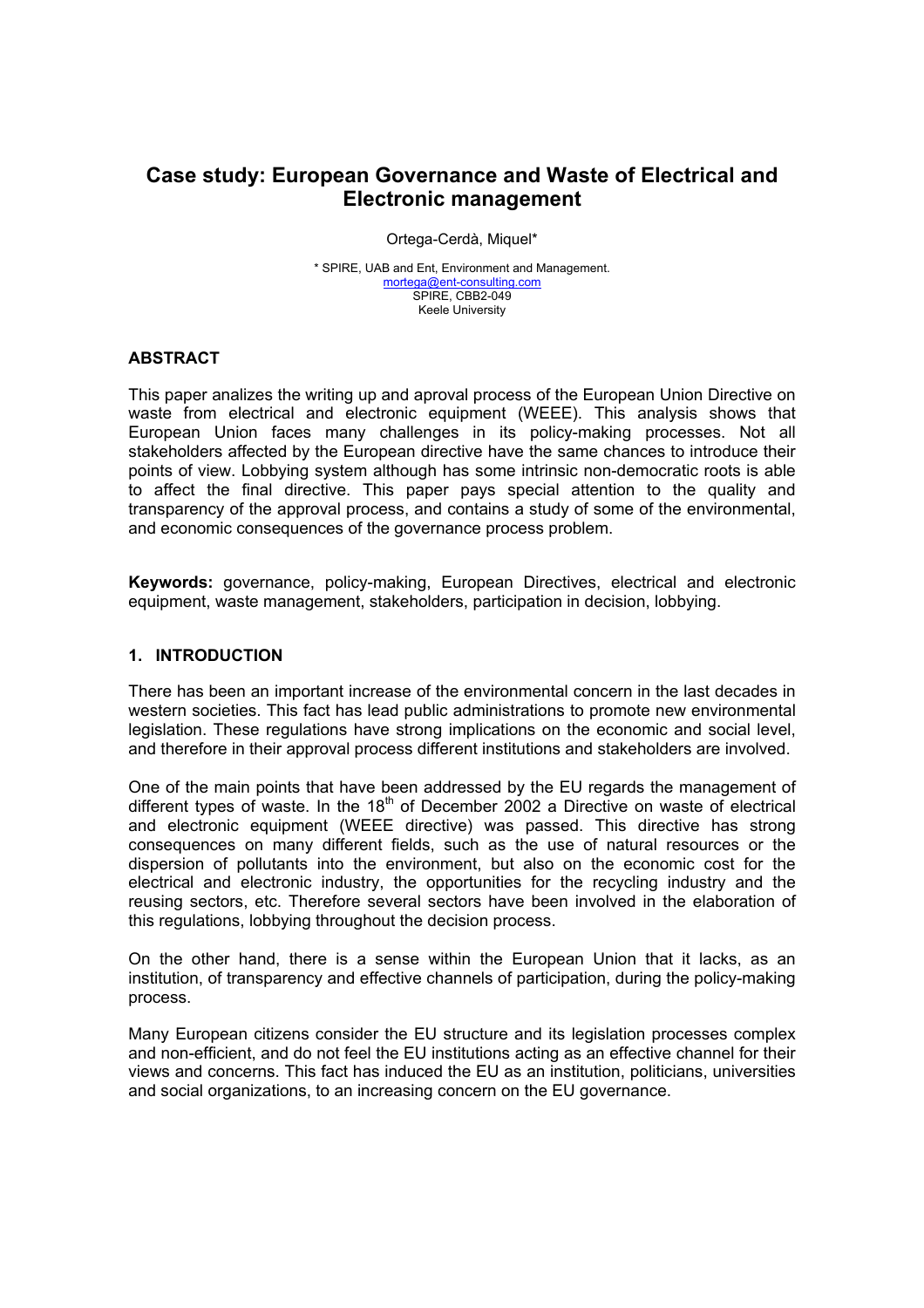# Case study: European Governance and Waste of Electrical and Electronic management

Ortega-Cerdà, Miquel*

\* SPIRE, UAB and Ent, Environment and Management.
mortega@ent-consulting.com
SPIRE, CBB2-049
Keele University

## ABSTRACT

This paper analizes the writing up and aproval process of the European Union Directive on waste from electrical and electronic equipment (WEEE). This analysis shows that European Union faces many challenges in its policy-making processes. Not all stakeholders affected by the European directive have the same chances to introduce their points of view. Lobbying system although has some intrinsic non-democratic roots is able to affect the final directive. This paper pays special attention to the quality and transparency of the approval process, and contains a study of some of the environmental, and economic consequences of the governance process problem.

**Keywords:** governance, policy-making, European Directives, electrical and electronic equipment, waste management, stakeholders, participation in decision, lobbying.

## 1. INTRODUCTION

There has been an important increase of the environmental concern in the last decades in western societies. This fact has lead public administrations to promote new environmental legislation. These regulations have strong implications on the economic and social level, and therefore in their approval process different institutions and stakeholders are involved.

One of the main points that have been addressed by the EU regards the management of different types of waste. In the 18th of December 2002 a Directive on waste of electrical and electronic equipment (WEEE directive) was passed. This directive has strong consequences on many different fields, such as the use of natural resources or the dispersion of pollutants into the environment, but also on the economic cost for the electrical and electronic industry, the opportunities for the recycling industry and the reusing sectors, etc. Therefore several sectors have been involved in the elaboration of this regulations, lobbying throughout the decision process.

On the other hand, there is a sense within the European Union that it lacks, as an institution, of transparency and effective channels of participation, during the policy-making process.

Many European citizens consider the EU structure and its legislation processes complex and non-efficient, and do not feel the EU institutions acting as an effective channel for their views and concerns. This fact has induced the EU as an institution, politicians, universities and social organizations, to an increasing concern on the EU governance.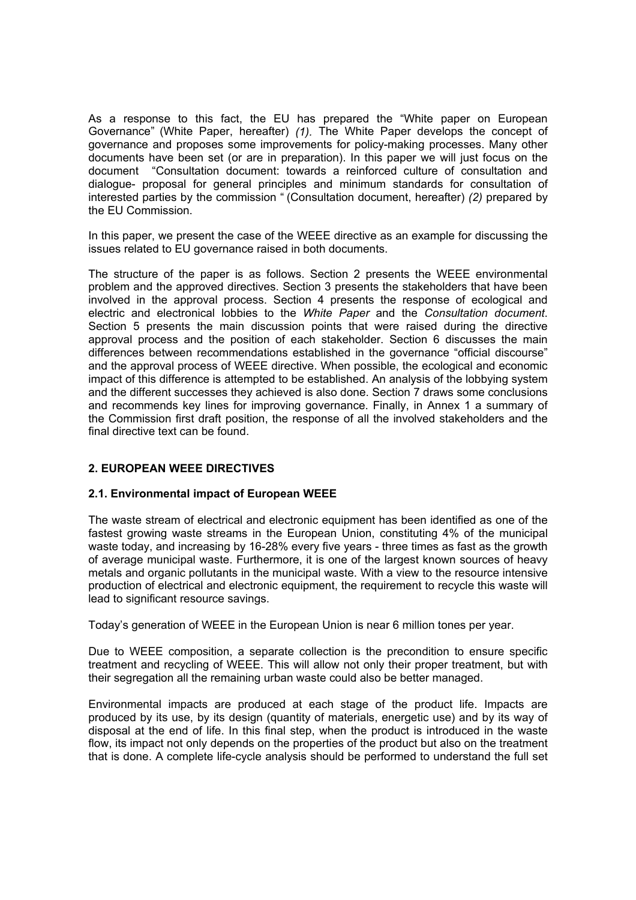As a response to this fact, the EU has prepared the "White paper on European Governance" (White Paper, hereafter) *(1)*. The White Paper develops the concept of governance and proposes some improvements for policy-making processes. Many other documents have been set (or are in preparation). In this paper we will just focus on the document "Consultation document: towards a reinforced culture of consultation and dialogue- proposal for general principles and minimum standards for consultation of interested parties by the commission " (Consultation document, hereafter) *(2)* prepared by the EU Commission.

In this paper, we present the case of the WEEE directive as an example for discussing the issues related to EU governance raised in both documents.

The structure of the paper is as follows. Section 2 presents the WEEE environmental problem and the approved directives. Section 3 presents the stakeholders that have been involved in the approval process. Section 4 presents the response of ecological and electric and electronical lobbies to the *White Paper* and the *Consultation document*. Section 5 presents the main discussion points that were raised during the directive approval process and the position of each stakeholder. Section 6 discusses the main differences between recommendations established in the governance "official discourse" and the approval process of WEEE directive. When possible, the ecological and economic impact of this difference is attempted to be established. An analysis of the lobbying system and the different successes they achieved is also done. Section 7 draws some conclusions and recommends key lines for improving governance. Finally, in Annex 1 a summary of the Commission first draft position, the response of all the involved stakeholders and the final directive text can be found.

## 2. EUROPEAN WEEE DIRECTIVES

### 2.1. Environmental impact of European WEEE

The waste stream of electrical and electronic equipment has been identified as one of the fastest growing waste streams in the European Union, constituting 4% of the municipal waste today, and increasing by 16-28% every five years - three times as fast as the growth of average municipal waste. Furthermore, it is one of the largest known sources of heavy metals and organic pollutants in the municipal waste. With a view to the resource intensive production of electrical and electronic equipment, the requirement to recycle this waste will lead to significant resource savings.

Today's generation of WEEE in the European Union is near 6 million tones per year.

Due to WEEE composition, a separate collection is the precondition to ensure specific treatment and recycling of WEEE. This will allow not only their proper treatment, but with their segregation all the remaining urban waste could also be better managed.

Environmental impacts are produced at each stage of the product life. Impacts are produced by its use, by its design (quantity of materials, energetic use) and by its way of disposal at the end of life. In this final step, when the product is introduced in the waste flow, its impact not only depends on the properties of the product but also on the treatment that is done. A complete life-cycle analysis should be performed to understand the full set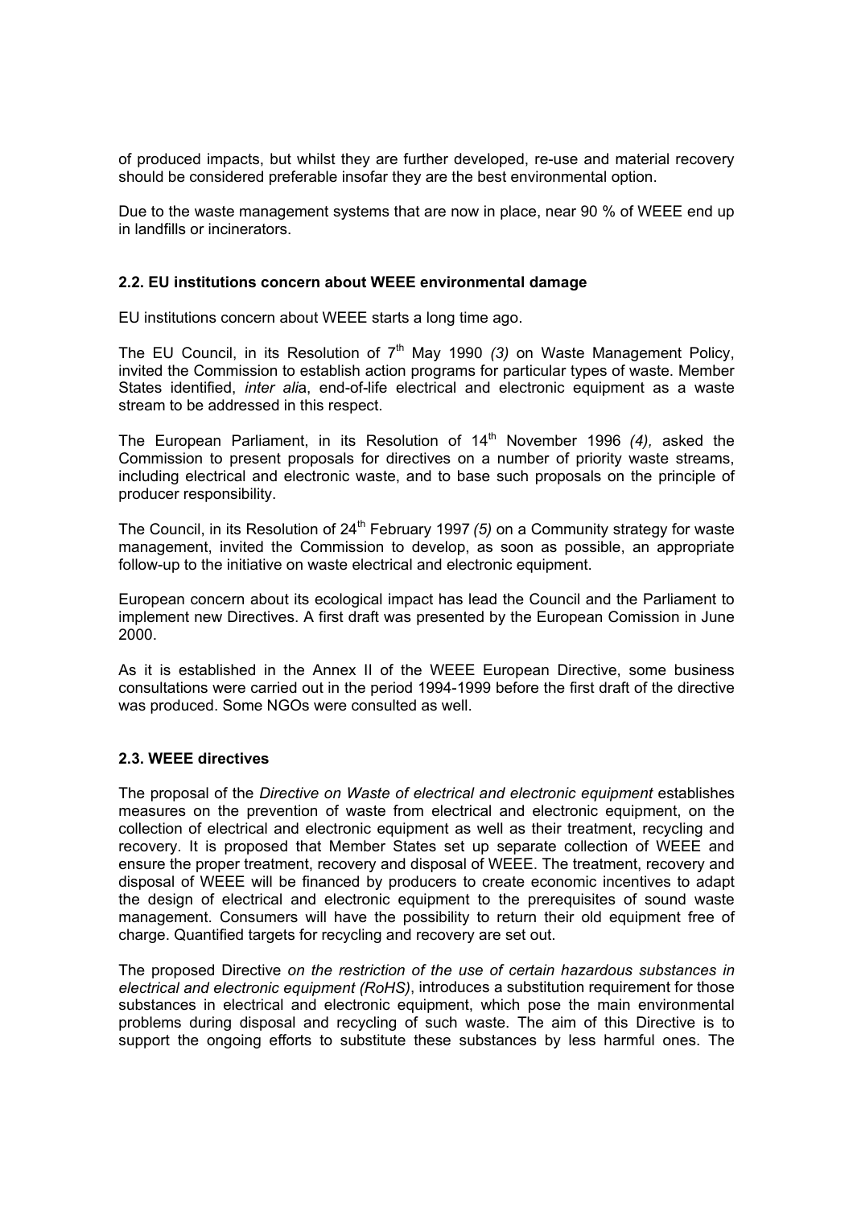of produced impacts, but whilst they are further developed, re-use and material recovery should be considered preferable insofar they are the best environmental option.

Due to the waste management systems that are now in place, near 90 % of WEEE end up in landfills or incinerators.

### 2.2. EU institutions concern about WEEE environmental damage

EU institutions concern about WEEE starts a long time ago.

The EU Council, in its Resolution of 7th May 1990 *(3)* on Waste Management Policy, invited the Commission to establish action programs for particular types of waste. Member States identified, *inter alia*, end-of-life electrical and electronic equipment as a waste stream to be addressed in this respect.

The European Parliament, in its Resolution of 14th November 1996 *(4),* asked the Commission to present proposals for directives on a number of priority waste streams, including electrical and electronic waste, and to base such proposals on the principle of producer responsibility.

The Council, in its Resolution of 24th February 1997 *(5)* on a Community strategy for waste management, invited the Commission to develop, as soon as possible, an appropriate follow-up to the initiative on waste electrical and electronic equipment.

European concern about its ecological impact has lead the Council and the Parliament to implement new Directives. A first draft was presented by the European Comission in June 2000.

As it is established in the Annex II of the WEEE European Directive, some business consultations were carried out in the period 1994-1999 before the first draft of the directive was produced. Some NGOs were consulted as well.

### 2.3. WEEE directives

The proposal of the *Directive on Waste of electrical and electronic equipment* establishes measures on the prevention of waste from electrical and electronic equipment, on the collection of electrical and electronic equipment as well as their treatment, recycling and recovery. It is proposed that Member States set up separate collection of WEEE and ensure the proper treatment, recovery and disposal of WEEE. The treatment, recovery and disposal of WEEE will be financed by producers to create economic incentives to adapt the design of electrical and electronic equipment to the prerequisites of sound waste management. Consumers will have the possibility to return their old equipment free of charge. Quantified targets for recycling and recovery are set out.

The proposed Directive *on the restriction of the use of certain hazardous substances in electrical and electronic equipment (RoHS)*, introduces a substitution requirement for those substances in electrical and electronic equipment, which pose the main environmental problems during disposal and recycling of such waste. The aim of this Directive is to support the ongoing efforts to substitute these substances by less harmful ones. The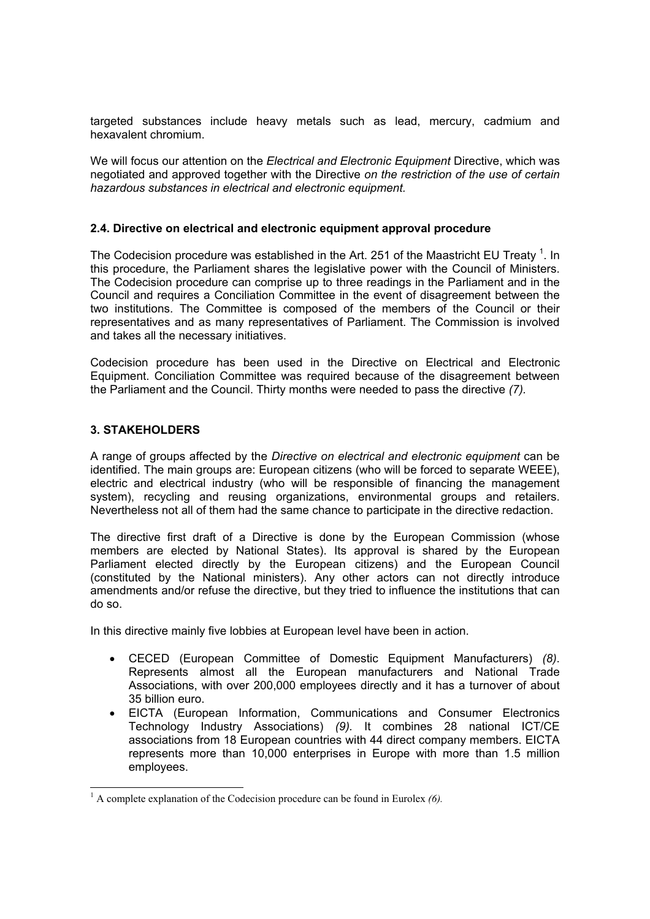targeted substances include heavy metals such as lead, mercury, cadmium and hexavalent chromium.

We will focus our attention on the *Electrical and Electronic Equipment* Directive, which was negotiated and approved together with the Directive *on the restriction of the use of certain hazardous substances in electrical and electronic equipment.*

### 2.4. Directive on electrical and electronic equipment approval procedure

The Codecision procedure was established in the Art. 251 of the Maastricht EU Treaty [1]. In this procedure, the Parliament shares the legislative power with the Council of Ministers. The Codecision procedure can comprise up to three readings in the Parliament and in the Council and requires a Conciliation Committee in the event of disagreement between the two institutions. The Committee is composed of the members of the Council or their representatives and as many representatives of Parliament. The Commission is involved and takes all the necessary initiatives.

Codecision procedure has been used in the Directive on Electrical and Electronic Equipment. Conciliation Committee was required because of the disagreement between the Parliament and the Council. Thirty months were needed to pass the directive *(7).*

## 3. STAKEHOLDERS

A range of groups affected by the *Directive on electrical and electronic equipment* can be identified. The main groups are: European citizens (who will be forced to separate WEEE), electric and electrical industry (who will be responsible of financing the management system), recycling and reusing organizations, environmental groups and retailers. Nevertheless not all of them had the same chance to participate in the directive redaction.

The directive first draft of a Directive is done by the European Commission (whose members are elected by National States). Its approval is shared by the European Parliament elected directly by the European citizens) and the European Council (constituted by the National ministers). Any other actors can not directly introduce amendments and/or refuse the directive, but they tried to influence the institutions that can do so.

In this directive mainly five lobbies at European level have been in action.

- CECED (European Committee of Domestic Equipment Manufacturers) *(8)*. Represents almost all the European manufacturers and National Trade Associations, with over 200,000 employees directly and it has a turnover of about 35 billion euro.
- EICTA (European Information, Communications and Consumer Electronics Technology Industry Associations) *(9).* It combines 28 national ICT/CE associations from 18 European countries with 44 direct company members. EICTA represents more than 10,000 enterprises in Europe with more than 1.5 million employees.

[1] A complete explanation of the Codecision procedure can be found in Eurolex *(6).*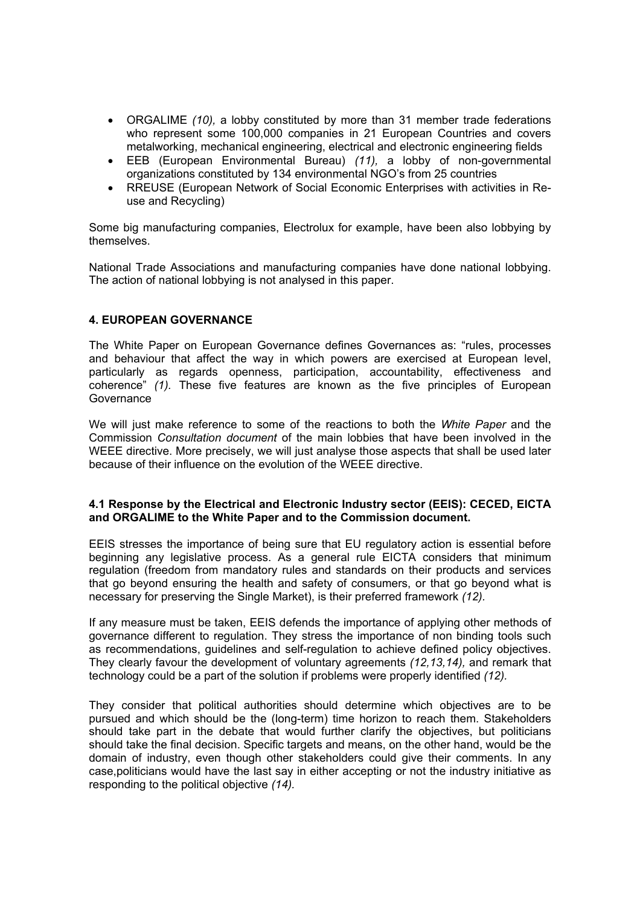- ORGALIME *(10),* a lobby constituted by more than 31 member trade federations who represent some 100,000 companies in 21 European Countries and covers metalworking, mechanical engineering, electrical and electronic engineering fields
- EEB (European Environmental Bureau) *(11),* a lobby of non-governmental organizations constituted by 134 environmental NGO's from 25 countries
- RREUSE (European Network of Social Economic Enterprises with activities in Re-use and Recycling)

Some big manufacturing companies, Electrolux for example, have been also lobbying by themselves.

National Trade Associations and manufacturing companies have done national lobbying. The action of national lobbying is not analysed in this paper.

## 4. EUROPEAN GOVERNANCE

The White Paper on European Governance defines Governances as: "rules, processes and behaviour that affect the way in which powers are exercised at European level, particularly as regards openness, participation, accountability, effectiveness and coherence" *(1).* These five features are known as the five principles of European Governance

We will just make reference to some of the reactions to both the *White Paper* and the Commission *Consultation document* of the main lobbies that have been involved in the WEEE directive. More precisely, we will just analyse those aspects that shall be used later because of their influence on the evolution of the WEEE directive.

### 4.1 Response by the Electrical and Electronic Industry sector (EEIS): CECED, EICTA and ORGALIME to the White Paper and to the Commission document.

EEIS stresses the importance of being sure that EU regulatory action is essential before beginning any legislative process. As a general rule EICTA considers that minimum regulation (freedom from mandatory rules and standards on their products and services that go beyond ensuring the health and safety of consumers, or that go beyond what is necessary for preserving the Single Market), is their preferred framework *(12).*

If any measure must be taken, EEIS defends the importance of applying other methods of governance different to regulation. They stress the importance of non binding tools such as recommendations, guidelines and self-regulation to achieve defined policy objectives. They clearly favour the development of voluntary agreements *(12,13,14),* and remark that technology could be a part of the solution if problems were properly identified *(12).*

They consider that political authorities should determine which objectives are to be pursued and which should be the (long-term) time horizon to reach them. Stakeholders should take part in the debate that would further clarify the objectives, but politicians should take the final decision. Specific targets and means, on the other hand, would be the domain of industry, even though other stakeholders could give their comments. In any case,politicians would have the last say in either accepting or not the industry initiative as responding to the political objective *(14).*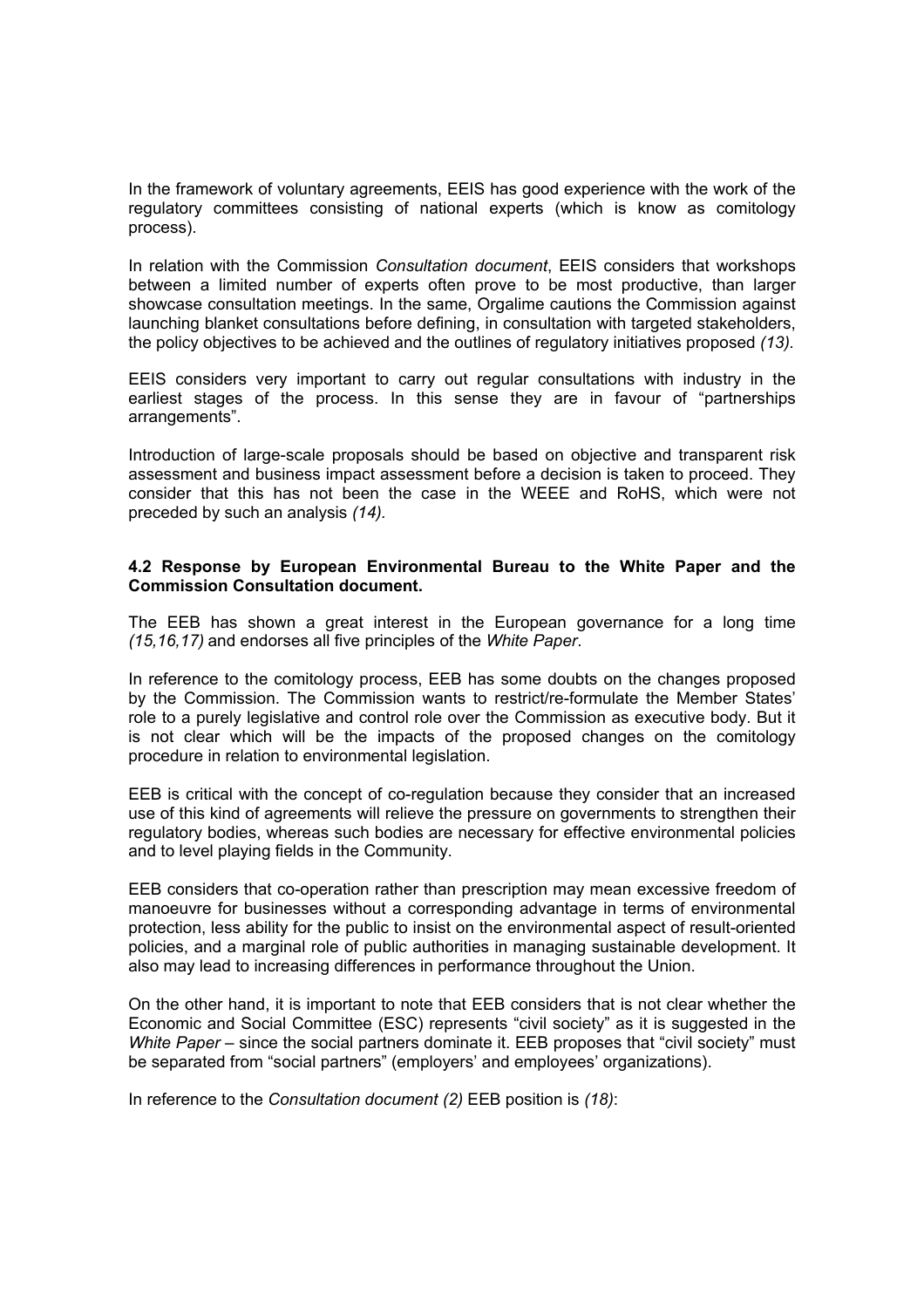In the framework of voluntary agreements, EEIS has good experience with the work of the regulatory committees consisting of national experts (which is know as comitology process).

In relation with the Commission *Consultation document*, EEIS considers that workshops between a limited number of experts often prove to be most productive, than larger showcase consultation meetings. In the same, Orgalime cautions the Commission against launching blanket consultations before defining, in consultation with targeted stakeholders, the policy objectives to be achieved and the outlines of regulatory initiatives proposed *(13)*.

EEIS considers very important to carry out regular consultations with industry in the earliest stages of the process. In this sense they are in favour of "partnerships arrangements".

Introduction of large-scale proposals should be based on objective and transparent risk assessment and business impact assessment before a decision is taken to proceed. They consider that this has not been the case in the WEEE and RoHS, which were not preceded by such an analysis *(14).*

#### 4.2 Response by European Environmental Bureau to the White Paper and the Commission Consultation document.

The EEB has shown a great interest in the European governance for a long time *(15,16,17)* and endorses all five principles of the *White Paper*.

In reference to the comitology process, EEB has some doubts on the changes proposed by the Commission. The Commission wants to restrict/re-formulate the Member States' role to a purely legislative and control role over the Commission as executive body. But it is not clear which will be the impacts of the proposed changes on the comitology procedure in relation to environmental legislation.

EEB is critical with the concept of co-regulation because they consider that an increased use of this kind of agreements will relieve the pressure on governments to strengthen their regulatory bodies, whereas such bodies are necessary for effective environmental policies and to level playing fields in the Community.

EEB considers that co-operation rather than prescription may mean excessive freedom of manoeuvre for businesses without a corresponding advantage in terms of environmental protection, less ability for the public to insist on the environmental aspect of result-oriented policies, and a marginal role of public authorities in managing sustainable development. It also may lead to increasing differences in performance throughout the Union.

On the other hand, it is important to note that EEB considers that is not clear whether the Economic and Social Committee (ESC) represents "civil society" as it is suggested in the *White Paper* – since the social partners dominate it. EEB proposes that "civil society" must be separated from "social partners" (employers' and employees' organizations).

In reference to the *Consultation document (2)* EEB position is *(18)*: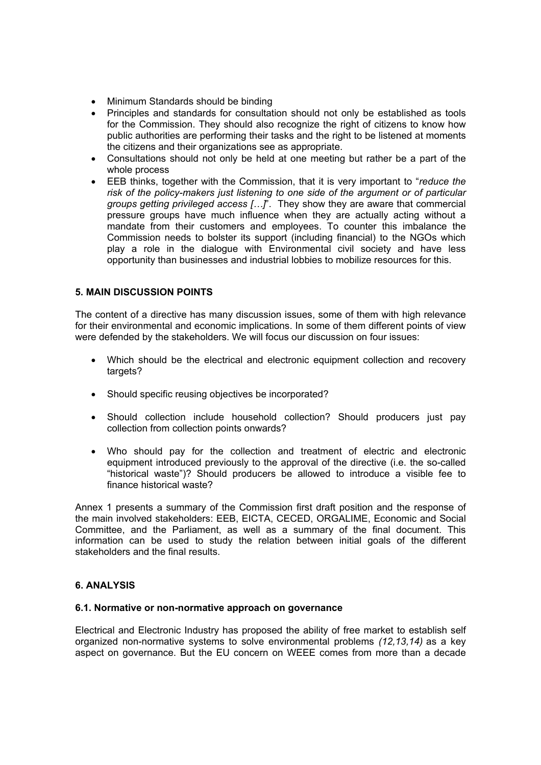- Minimum Standards should be binding
- Principles and standards for consultation should not only be established as tools for the Commission. They should also recognize the right of citizens to know how public authorities are performing their tasks and the right to be listened at moments the citizens and their organizations see as appropriate.
- Consultations should not only be held at one meeting but rather be a part of the whole process
- EEB thinks, together with the Commission, that it is very important to "*reduce the risk of the policy-makers just listening to one side of the argument or of particular groups getting privileged access […]*". They show they are aware that commercial pressure groups have much influence when they are actually acting without a mandate from their customers and employees. To counter this imbalance the Commission needs to bolster its support (including financial) to the NGOs which play a role in the dialogue with Environmental civil society and have less opportunity than businesses and industrial lobbies to mobilize resources for this.

### 5. MAIN DISCUSSION POINTS

The content of a directive has many discussion issues, some of them with high relevance for their environmental and economic implications. In some of them different points of view were defended by the stakeholders. We will focus our discussion on four issues:

- Which should be the electrical and electronic equipment collection and recovery targets?
- Should specific reusing objectives be incorporated?
- Should collection include household collection? Should producers just pay collection from collection points onwards?
- Who should pay for the collection and treatment of electric and electronic equipment introduced previously to the approval of the directive (i.e. the so-called "historical waste")? Should producers be allowed to introduce a visible fee to finance historical waste?

Annex 1 presents a summary of the Commission first draft position and the response of the main involved stakeholders: EEB, EICTA, CECED, ORGALIME, Economic and Social Committee, and the Parliament, as well as a summary of the final document. This information can be used to study the relation between initial goals of the different stakeholders and the final results.

### 6. ANALYSIS

#### 6.1. Normative or non-normative approach on governance

Electrical and Electronic Industry has proposed the ability of free market to establish self organized non-normative systems to solve environmental problems *(12,13,14)* as a key aspect on governance. But the EU concern on WEEE comes from more than a decade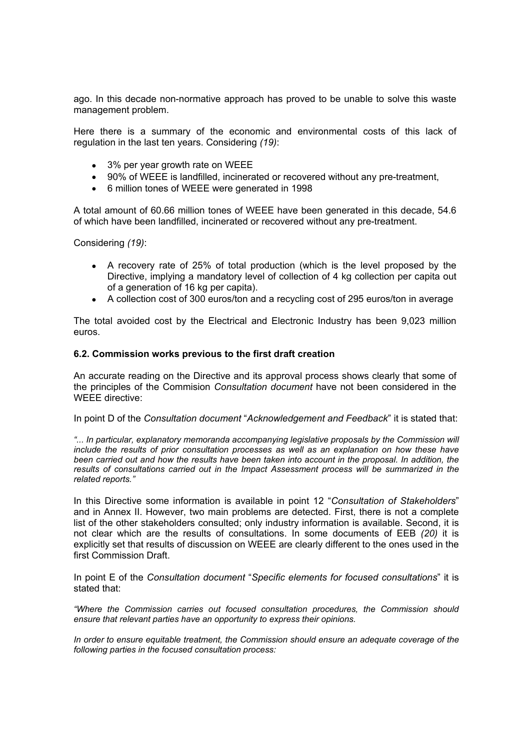ago. In this decade non-normative approach has proved to be unable to solve this waste management problem.

Here there is a summary of the economic and environmental costs of this lack of regulation in the last ten years. Considering *(19)*:

- 3% per year growth rate on WEEE
- 90% of WEEE is landfilled, incinerated or recovered without any pre-treatment,
- 6 million tones of WEEE were generated in 1998

A total amount of 60.66 million tones of WEEE have been generated in this decade, 54.6 of which have been landfilled, incinerated or recovered without any pre-treatment.

Considering *(19)*:

- A recovery rate of 25% of total production (which is the level proposed by the Directive, implying a mandatory level of collection of 4 kg collection per capita out of a generation of 16 kg per capita).
- A collection cost of 300 euros/ton and a recycling cost of 295 euros/ton in average

The total avoided cost by the Electrical and Electronic Industry has been 9,023 million euros.

#### 6.2. Commission works previous to the first draft creation

An accurate reading on the Directive and its approval process shows clearly that some of the principles of the Commision *Consultation document* have not been considered in the WEEE directive:

In point D of the *Consultation document* "*Acknowledgement and Feedback*" it is stated that:

*"... In particular, explanatory memoranda accompanying legislative proposals by the Commission will include the results of prior consultation processes as well as an explanation on how these have been carried out and how the results have been taken into account in the proposal. In addition, the results of consultations carried out in the Impact Assessment process will be summarized in the related reports."*

In this Directive some information is available in point 12 "*Consultation of Stakeholders*" and in Annex II. However, two main problems are detected. First, there is not a complete list of the other stakeholders consulted; only industry information is available. Second, it is not clear which are the results of consultations. In some documents of EEB *(20)* it is explicitly set that results of discussion on WEEE are clearly different to the ones used in the first Commission Draft.

In point E of the *Consultation document* "*Specific elements for focused consultations*" it is stated that:

*"Where the Commission carries out focused consultation procedures, the Commission should ensure that relevant parties have an opportunity to express their opinions.*

*In order to ensure equitable treatment, the Commission should ensure an adequate coverage of the following parties in the focused consultation process:*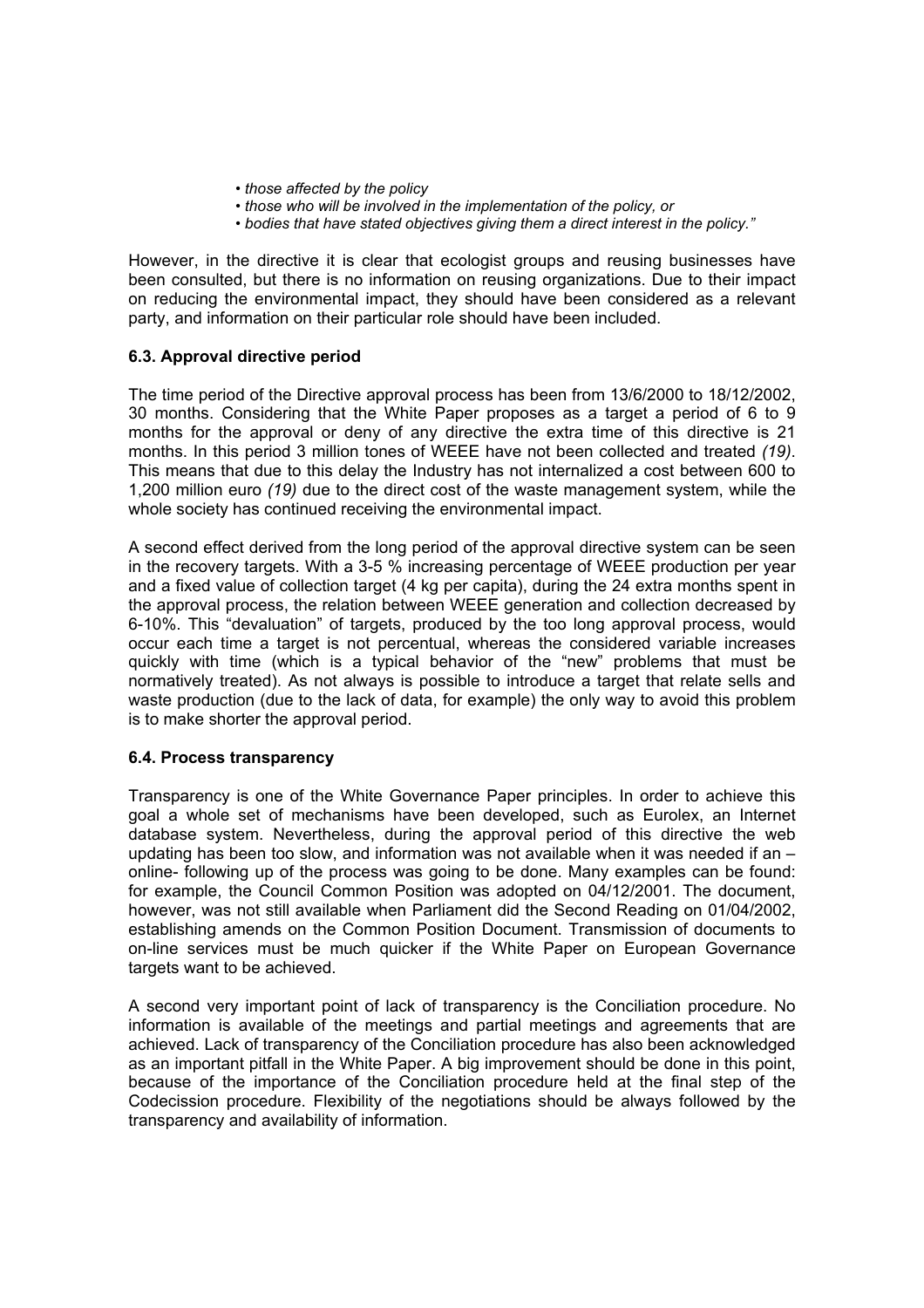- *those affected by the policy*
- *those who will be involved in the implementation of the policy, or*
- *bodies that have stated objectives giving them a direct interest in the policy."*

However, in the directive it is clear that ecologist groups and reusing businesses have been consulted, but there is no information on reusing organizations. Due to their impact on reducing the environmental impact, they should have been considered as a relevant party, and information on their particular role should have been included.

### 6.3. Approval directive period

The time period of the Directive approval process has been from 13/6/2000 to 18/12/2002, 30 months. Considering that the White Paper proposes as a target a period of 6 to 9 months for the approval or deny of any directive the extra time of this directive is 21 months. In this period 3 million tones of WEEE have not been collected and treated *(19)*. This means that due to this delay the Industry has not internalized a cost between 600 to 1,200 million euro *(19)* due to the direct cost of the waste management system, while the whole society has continued receiving the environmental impact.

A second effect derived from the long period of the approval directive system can be seen in the recovery targets. With a 3-5 % increasing percentage of WEEE production per year and a fixed value of collection target (4 kg per capita), during the 24 extra months spent in the approval process, the relation between WEEE generation and collection decreased by 6-10%. This "devaluation" of targets, produced by the too long approval process, would occur each time a target is not percentual, whereas the considered variable increases quickly with time (which is a typical behavior of the "new" problems that must be normatively treated). As not always is possible to introduce a target that relate sells and waste production (due to the lack of data, for example) the only way to avoid this problem is to make shorter the approval period.

### 6.4. Process transparency

Transparency is one of the White Governance Paper principles. In order to achieve this goal a whole set of mechanisms have been developed, such as Eurolex, an Internet database system. Nevertheless, during the approval period of this directive the web updating has been too slow, and information was not available when it was needed if an –online- following up of the process was going to be done. Many examples can be found: for example, the Council Common Position was adopted on 04/12/2001. The document, however, was not still available when Parliament did the Second Reading on 01/04/2002, establishing amends on the Common Position Document. Transmission of documents to on-line services must be much quicker if the White Paper on European Governance targets want to be achieved.

A second very important point of lack of transparency is the Conciliation procedure. No information is available of the meetings and partial meetings and agreements that are achieved. Lack of transparency of the Conciliation procedure has also been acknowledged as an important pitfall in the White Paper. A big improvement should be done in this point, because of the importance of the Conciliation procedure held at the final step of the Codecission procedure. Flexibility of the negotiations should be always followed by the transparency and availability of information.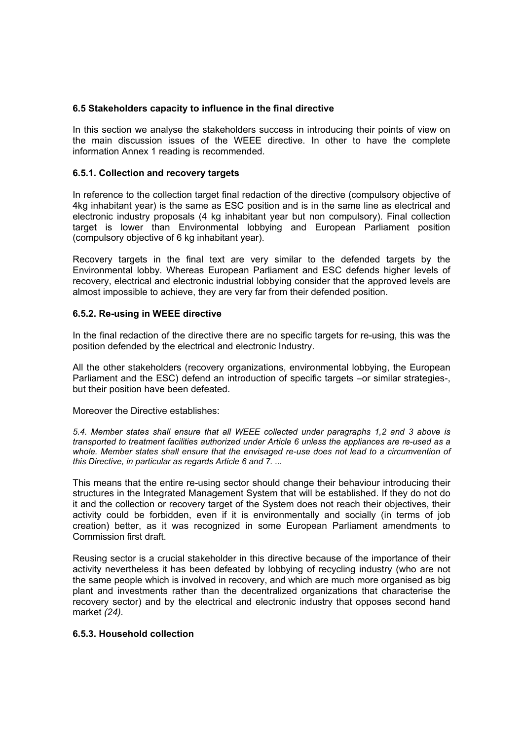### 6.5 Stakeholders capacity to influence in the final directive

In this section we analyse the stakeholders success in introducing their points of view on the main discussion issues of the WEEE directive. In other to have the complete information Annex 1 reading is recommended.

#### 6.5.1. Collection and recovery targets

In reference to the collection target final redaction of the directive (compulsory objective of 4kg inhabitant year) is the same as ESC position and is in the same line as electrical and electronic industry proposals (4 kg inhabitant year but non compulsory). Final collection target is lower than Environmental lobbying and European Parliament position (compulsory objective of 6 kg inhabitant year).

Recovery targets in the final text are very similar to the defended targets by the Environmental lobby. Whereas European Parliament and ESC defends higher levels of recovery, electrical and electronic industrial lobbying consider that the approved levels are almost impossible to achieve, they are very far from their defended position.

#### 6.5.2. Re-using in WEEE directive

In the final redaction of the directive there are no specific targets for re-using, this was the position defended by the electrical and electronic Industry.

All the other stakeholders (recovery organizations, environmental lobbying, the European Parliament and the ESC) defend an introduction of specific targets –or similar strategies-, but their position have been defeated.

Moreover the Directive establishes:

*5.4. Member states shall ensure that all WEEE collected under paragraphs 1,2 and 3 above is transported to treatment facilities authorized under Article 6 unless the appliances are re-used as a whole. Member states shall ensure that the envisaged re-use does not lead to a circumvention of this Directive, in particular as regards Article 6 and 7. ...*

This means that the entire re-using sector should change their behaviour introducing their structures in the Integrated Management System that will be established. If they do not do it and the collection or recovery target of the System does not reach their objectives, their activity could be forbidden, even if it is environmentally and socially (in terms of job creation) better, as it was recognized in some European Parliament amendments to Commission first draft.

Reusing sector is a crucial stakeholder in this directive because of the importance of their activity nevertheless it has been defeated by lobbying of recycling industry (who are not the same people which is involved in recovery, and which are much more organised as big plant and investments rather than the decentralized organizations that characterise the recovery sector) and by the electrical and electronic industry that opposes second hand market *(24)*.

#### 6.5.3. Household collection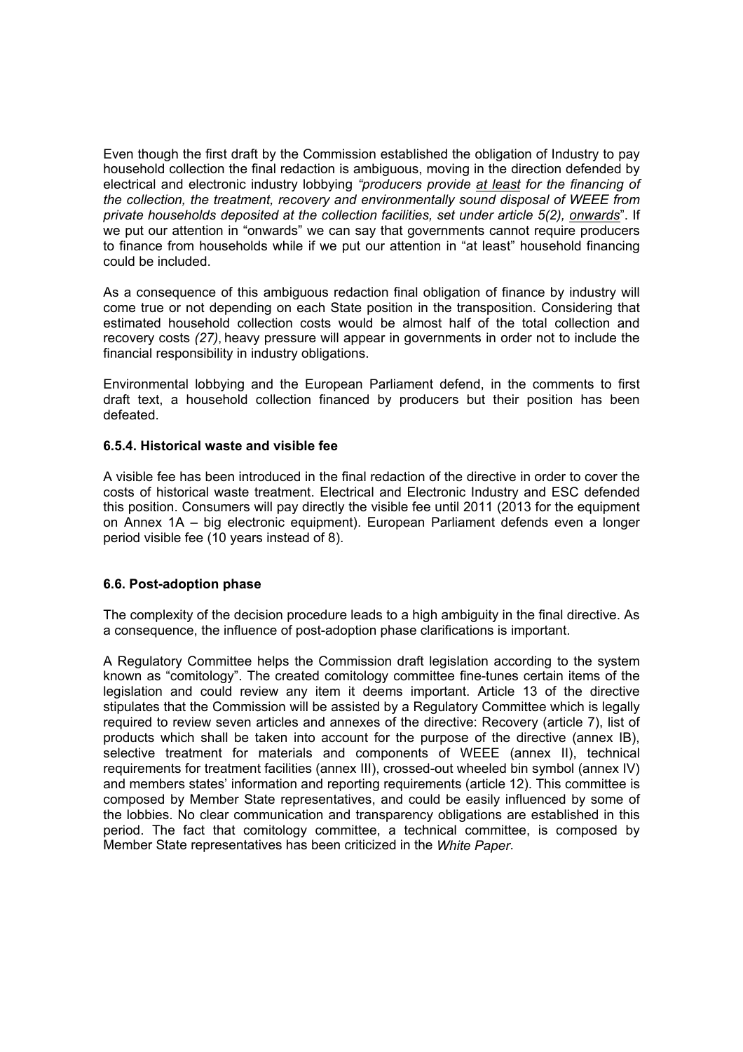Even though the first draft by the Commission established the obligation of Industry to pay household collection the final redaction is ambiguous, moving in the direction defended by electrical and electronic industry lobbying *"producers provide at least for the financing of the collection, the treatment, recovery and environmentally sound disposal of WEEE from private households deposited at the collection facilities, set under article 5(2), onwards*". If we put our attention in "onwards" we can say that governments cannot require producers to finance from households while if we put our attention in "at least" household financing could be included.

As a consequence of this ambiguous redaction final obligation of finance by industry will come true or not depending on each State position in the transposition. Considering that estimated household collection costs would be almost half of the total collection and recovery costs *(27)*, heavy pressure will appear in governments in order not to include the financial responsibility in industry obligations.

Environmental lobbying and the European Parliament defend, in the comments to first draft text, a household collection financed by producers but their position has been defeated.

#### 6.5.4. Historical waste and visible fee

A visible fee has been introduced in the final redaction of the directive in order to cover the costs of historical waste treatment. Electrical and Electronic Industry and ESC defended this position. Consumers will pay directly the visible fee until 2011 (2013 for the equipment on Annex 1A – big electronic equipment). European Parliament defends even a longer period visible fee (10 years instead of 8).

### 6.6. Post-adoption phase

The complexity of the decision procedure leads to a high ambiguity in the final directive. As a consequence, the influence of post-adoption phase clarifications is important.

A Regulatory Committee helps the Commission draft legislation according to the system known as "comitology". The created comitology committee fine-tunes certain items of the legislation and could review any item it deems important. Article 13 of the directive stipulates that the Commission will be assisted by a Regulatory Committee which is legally required to review seven articles and annexes of the directive: Recovery (article 7), list of products which shall be taken into account for the purpose of the directive (annex IB), selective treatment for materials and components of WEEE (annex II), technical requirements for treatment facilities (annex III), crossed-out wheeled bin symbol (annex IV) and members states' information and reporting requirements (article 12). This committee is composed by Member State representatives, and could be easily influenced by some of the lobbies. No clear communication and transparency obligations are established in this period. The fact that comitology committee, a technical committee, is composed by Member State representatives has been criticized in the *White Paper*.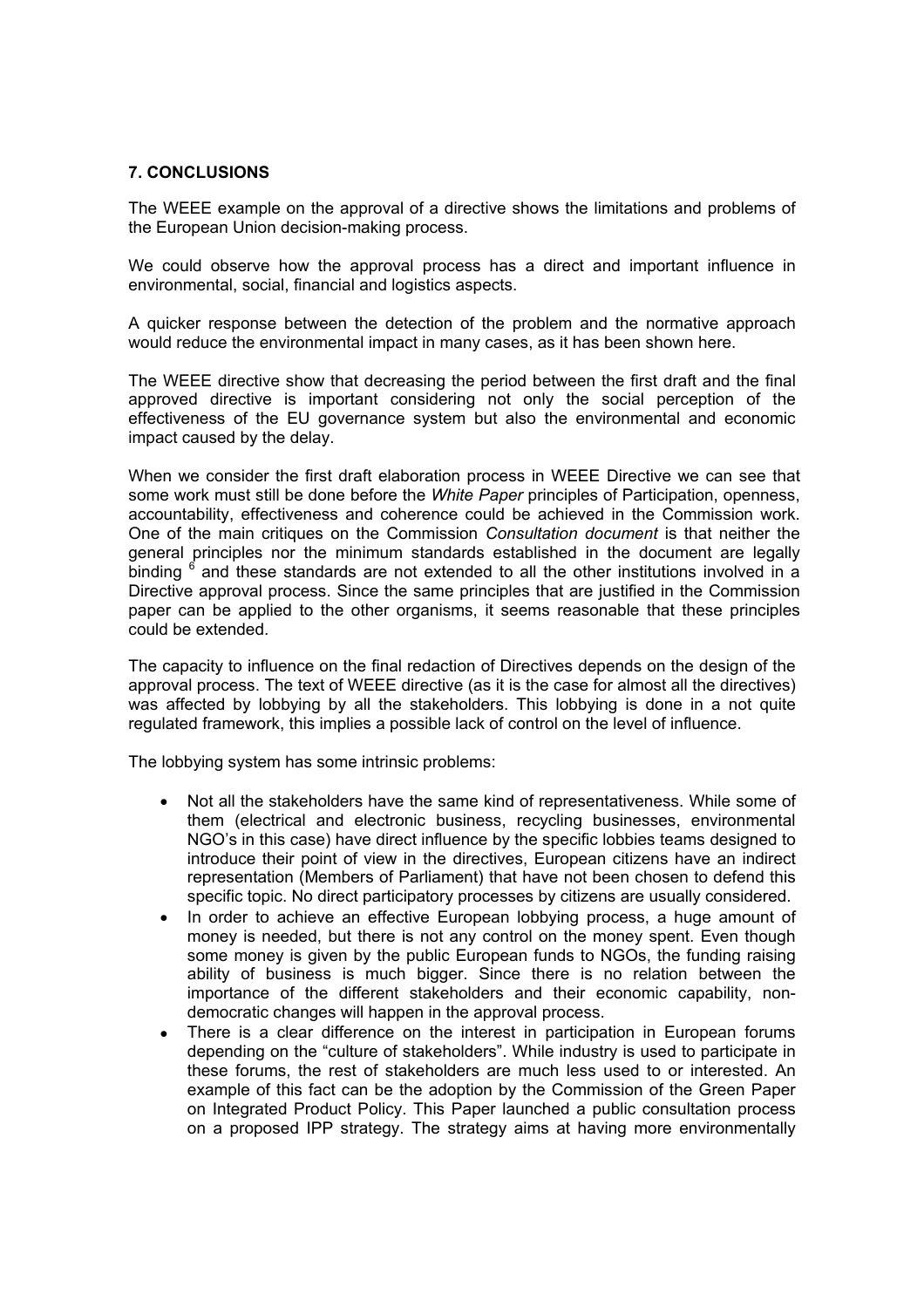## 7. CONCLUSIONS

The WEEE example on the approval of a directive shows the limitations and problems of the European Union decision-making process.

We could observe how the approval process has a direct and important influence in environmental, social, financial and logistics aspects.

A quicker response between the detection of the problem and the normative approach would reduce the environmental impact in many cases, as it has been shown here.

The WEEE directive show that decreasing the period between the first draft and the final approved directive is important considering not only the social perception of the effectiveness of the EU governance system but also the environmental and economic impact caused by the delay.

When we consider the first draft elaboration process in WEEE Directive we can see that some work must still be done before the *White Paper* principles of Participation, openness, accountability, effectiveness and coherence could be achieved in the Commission work. One of the main critiques on the Commission *Consultation document* is that neither the general principles nor the minimum standards established in the document are legally binding [6] and these standards are not extended to all the other institutions involved in a Directive approval process. Since the same principles that are justified in the Commission paper can be applied to the other organisms, it seems reasonable that these principles could be extended.

The capacity to influence on the final redaction of Directives depends on the design of the approval process. The text of WEEE directive (as it is the case for almost all the directives) was affected by lobbying by all the stakeholders. This lobbying is done in a not quite regulated framework, this implies a possible lack of control on the level of influence.

The lobbying system has some intrinsic problems:

- Not all the stakeholders have the same kind of representativeness. While some of them (electrical and electronic business, recycling businesses, environmental NGO's in this case) have direct influence by the specific lobbies teams designed to introduce their point of view in the directives, European citizens have an indirect representation (Members of Parliament) that have not been chosen to defend this specific topic. No direct participatory processes by citizens are usually considered.
- In order to achieve an effective European lobbying process, a huge amount of money is needed, but there is not any control on the money spent. Even though some money is given by the public European funds to NGOs, the funding raising ability of business is much bigger. Since there is no relation between the importance of the different stakeholders and their economic capability, non-democratic changes will happen in the approval process.
- There is a clear difference on the interest in participation in European forums depending on the "culture of stakeholders". While industry is used to participate in these forums, the rest of stakeholders are much less used to or interested. An example of this fact can be the adoption by the Commission of the Green Paper on Integrated Product Policy. This Paper launched a public consultation process on a proposed IPP strategy. The strategy aims at having more environmentally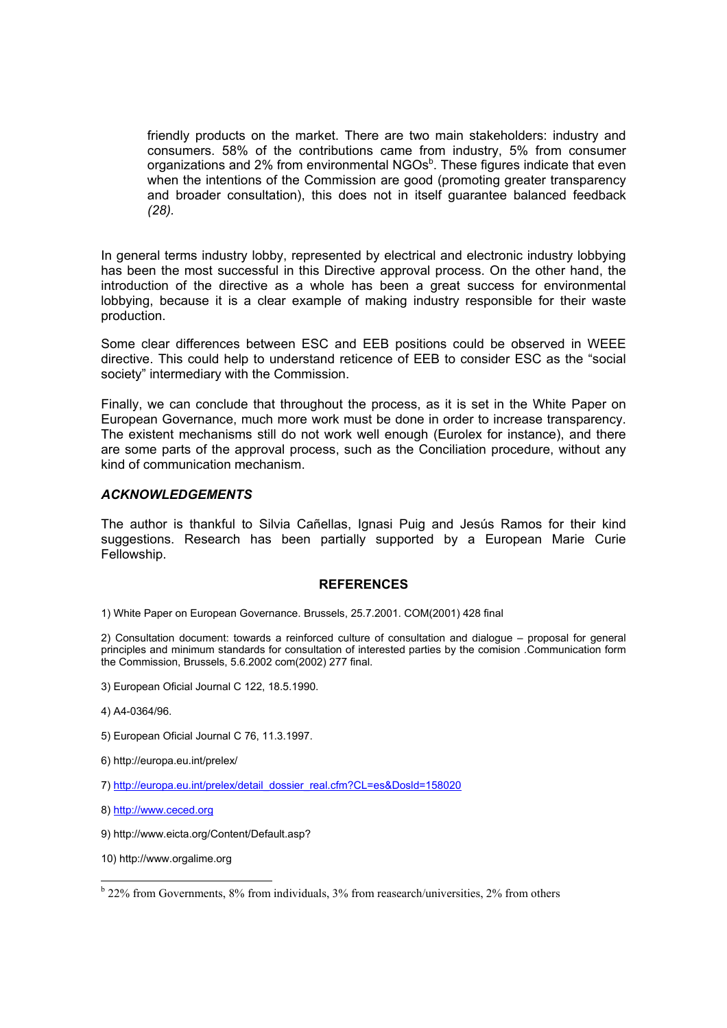friendly products on the market. There are two main stakeholders: industry and consumers. 58% of the contributions came from industry, 5% from consumer organizations and 2% from environmental NGOs[b]. These figures indicate that even when the intentions of the Commission are good (promoting greater transparency and broader consultation), this does not in itself guarantee balanced feedback *(28).*

In general terms industry lobby, represented by electrical and electronic industry lobbying has been the most successful in this Directive approval process. On the other hand, the introduction of the directive as a whole has been a great success for environmental lobbying, because it is a clear example of making industry responsible for their waste production.

Some clear differences between ESC and EEB positions could be observed in WEEE directive. This could help to understand reticence of EEB to consider ESC as the "social society" intermediary with the Commission.

Finally, we can conclude that throughout the process, as it is set in the White Paper on European Governance, much more work must be done in order to increase transparency. The existent mechanisms still do not work well enough (Eurolex for instance), and there are some parts of the approval process, such as the Conciliation procedure, without any kind of communication mechanism.

### *ACKNOWLEDGEMENTS*

The author is thankful to Silvia Cañellas, Ignasi Puig and Jesús Ramos for their kind suggestions. Research has been partially supported by a European Marie Curie Fellowship.

## REFERENCES

1) White Paper on European Governance. Brussels, 25.7.2001. COM(2001) 428 final

2) Consultation document: towards a reinforced culture of consultation and dialogue – proposal for general principles and minimum standards for consultation of interested parties by the comision .Communication form the Commission, Brussels, 5.6.2002 com(2002) 277 final.

3) European Oficial Journal C 122, 18.5.1990.

4) A4-0364/96.

5) European Oficial Journal C 76, 11.3.1997.

6) http://europa.eu.int/prelex/

7) http://europa.eu.int/prelex/detail_dossier_real.cfm?CL=es&DosId=158020

8) http://www.ceced.org

9) http://www.eicta.org/Content/Default.asp?

10) http://www.orgalime.org

---

[b] 22% from Governments, 8% from individuals, 3% from reasearch/universities, 2% from others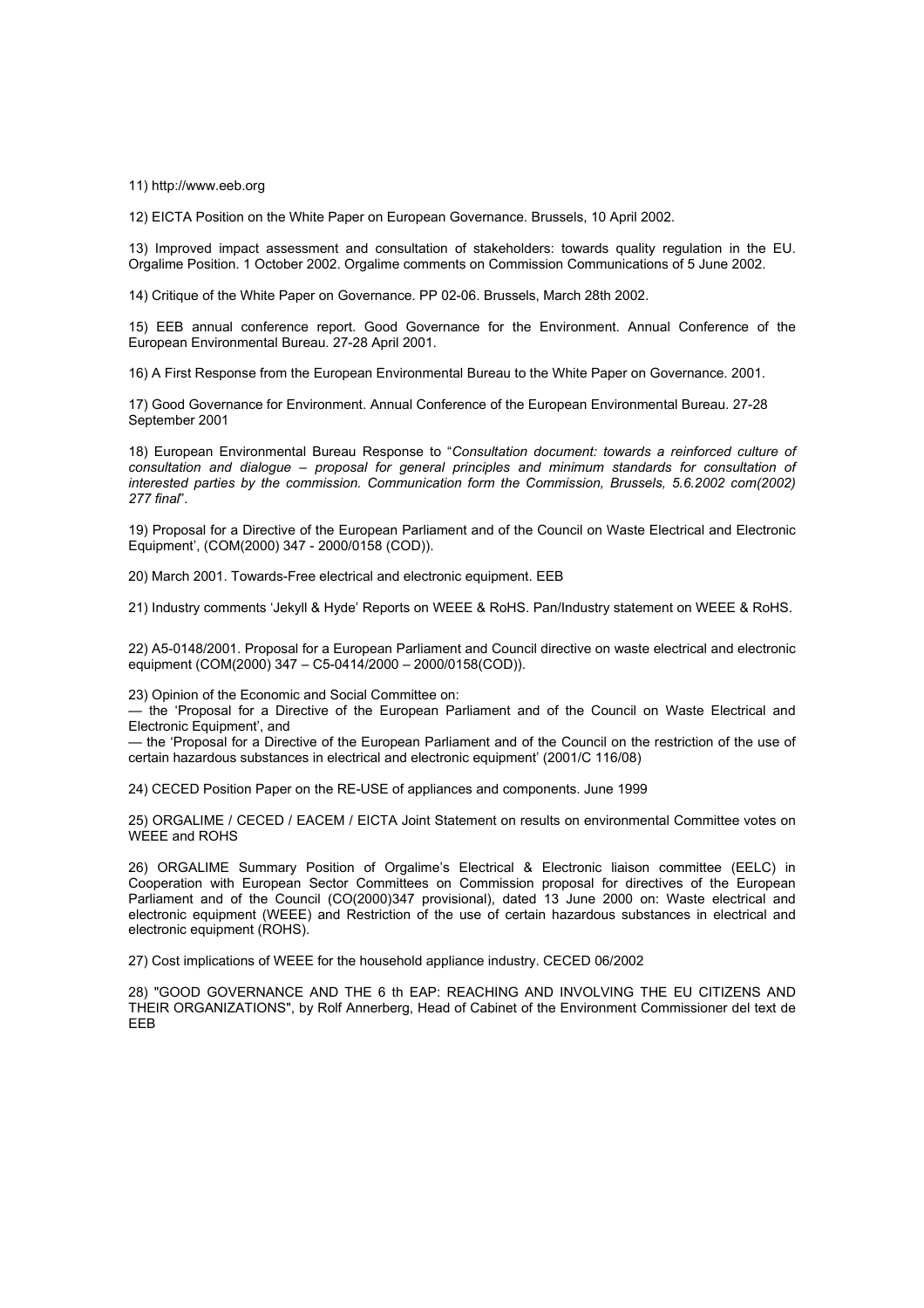11) http://www.eeb.org

12) EICTA Position on the White Paper on European Governance. Brussels, 10 April 2002.

13) Improved impact assessment and consultation of stakeholders: towards quality regulation in the EU. Orgalime Position. 1 October 2002. Orgalime comments on Commission Communications of 5 June 2002.

14) Critique of the White Paper on Governance. PP 02-06. Brussels, March 28th 2002.

15) EEB annual conference report. Good Governance for the Environment. Annual Conference of the European Environmental Bureau. 27-28 April 2001.

16) A First Response from the European Environmental Bureau to the White Paper on Governance. 2001.

17) Good Governance for Environment. Annual Conference of the European Environmental Bureau. 27-28 September 2001

18) European Environmental Bureau Response to "*Consultation document: towards a reinforced culture of consultation and dialogue – proposal for general principles and minimum standards for consultation of interested parties by the commission. Communication form the Commission, Brussels, 5.6.2002 com(2002) 277 final*".

19) Proposal for a Directive of the European Parliament and of the Council on Waste Electrical and Electronic Equipment', (COM(2000) 347 - 2000/0158 (COD)).

20) March 2001. Towards-Free electrical and electronic equipment. EEB

21) Industry comments 'Jekyll & Hyde' Reports on WEEE & RoHS. Pan/Industry statement on WEEE & RoHS.

22) A5-0148/2001. Proposal for a European Parliament and Council directive on waste electrical and electronic equipment (COM(2000) 347 – C5-0414/2000 – 2000/0158(COD)).

23) Opinion of the Economic and Social Committee on:
— the 'Proposal for a Directive of the European Parliament and of the Council on Waste Electrical and Electronic Equipment', and
— the 'Proposal for a Directive of the European Parliament and of the Council on the restriction of the use of certain hazardous substances in electrical and electronic equipment' (2001/C 116/08)

24) CECED Position Paper on the RE-USE of appliances and components. June 1999

25) ORGALIME / CECED / EACEM / EICTA Joint Statement on results on environmental Committee votes on WEEE and ROHS

26) ORGALIME Summary Position of Orgalime's Electrical & Electronic liaison committee (EELC) in Cooperation with European Sector Committees on Commission proposal for directives of the European Parliament and of the Council (CO(2000)347 provisional), dated 13 June 2000 on: Waste electrical and electronic equipment (WEEE) and Restriction of the use of certain hazardous substances in electrical and electronic equipment (ROHS).

27) Cost implications of WEEE for the household appliance industry. CECED 06/2002

28) "GOOD GOVERNANCE AND THE 6 th EAP: REACHING AND INVOLVING THE EU CITIZENS AND THEIR ORGANIZATIONS", by Rolf Annerberg, Head of Cabinet of the Environment Commissioner del text de EEB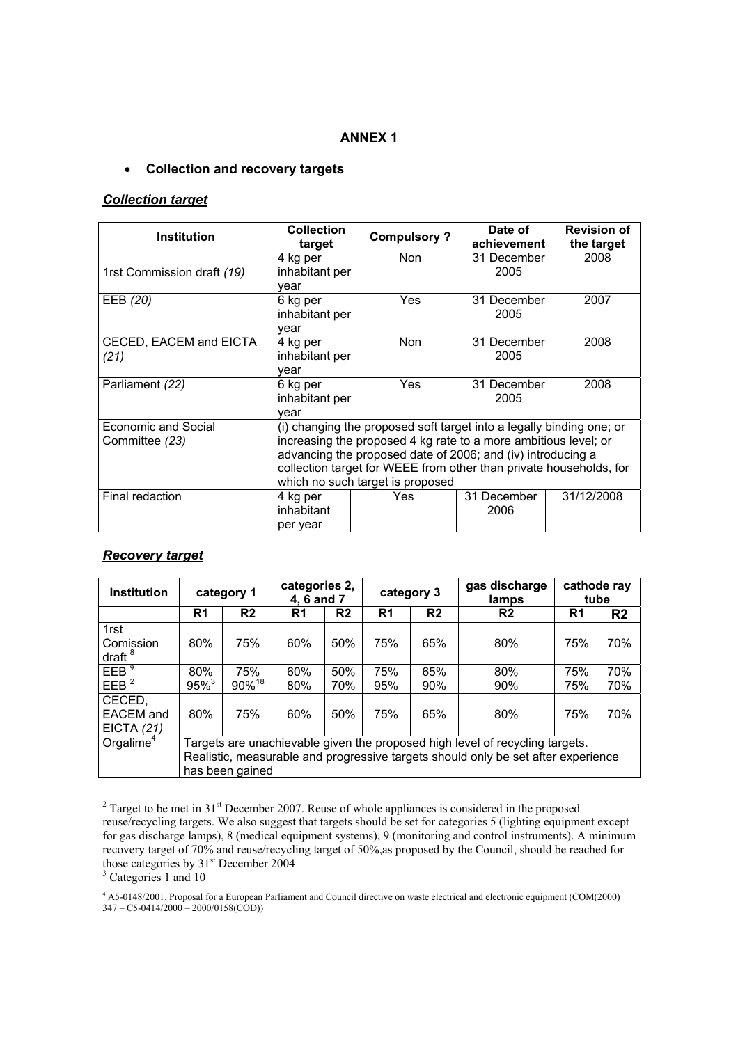**ANNEX 1**

- **Collection and recovery targets**

***Collection target***

| Institution | Collection target | Compulsory ? | Date of achievement | Revision of the target |
|---|---|---|---|---|
| 1rst Commission draft *(19)* | 4 kg per inhabitant per year | Non | 31 December 2005 | 2008 |
| EEB *(20)* | 6 kg per inhabitant per year | Yes | 31 December 2005 | 2007 |
| CECED, EACEM and EICTA *(21)* | 4 kg per inhabitant per year | Non | 31 December 2005 | 2008 |
| Parliament *(22)* | 6 kg per inhabitant per year | Yes | 31 December 2005 | 2008 |
| Economic and Social Committee *(23)* | (i) changing the proposed soft target into a legally binding one; or increasing the proposed 4 kg rate to a more ambitious level; or advancing the proposed date of 2006; and (iv) introducing a collection target for WEEE from other than private households, for which no such target is proposed | | | |
| Final redaction | 4 kg per inhabitant per year | Yes | 31 December 2006 | 31/12/2008 |

***Recovery target***

| Institution | category 1 | | categories 2, 4, 6 and 7 | | category 3 | | gas discharge lamps | cathode ray tube | |
|---|---|---|---|---|---|---|---|---|---|
| | R1 | R2 | R1 | R2 | R1 | R2 | R2 | R1 | R2 |
| 1rst Comission draft [8] | 80% | 75% | 60% | 50% | 75% | 65% | 80% | 75% | 70% |
| EEB [9] | 80% | 75% | 60% | 50% | 75% | 65% | 80% | 75% | 70% |
| EEB [2] | 95%[3] | 90%[18] | 80% | 70% | 95% | 90% | 90% | 75% | 70% |
| CECED, EACEM and EICTA *(21)* | 80% | 75% | 60% | 50% | 75% | 65% | 80% | 75% | 70% |
| Orgalime[4] | Targets are unachievable given the proposed high level of recycling targets. Realistic, measurable and progressive targets should only be set after experience has been gained | | | | | | | | |

[2] Target to be met in 31st December 2007. Reuse of whole appliances is considered in the proposed reuse/recycling targets. We also suggest that targets should be set for categories 5 (lighting equipment except for gas discharge lamps), 8 (medical equipment systems), 9 (monitoring and control instruments). A minimum recovery target of 70% and reuse/recycling target of 50%,as proposed by the Council, should be reached for those categories by 31st December 2004

[3] Categories 1 and 10

[4] A5-0148/2001. Proposal for a European Parliament and Council directive on waste electrical and electronic equipment (COM(2000) 347 – C5-0414/2000 – 2000/0158(COD))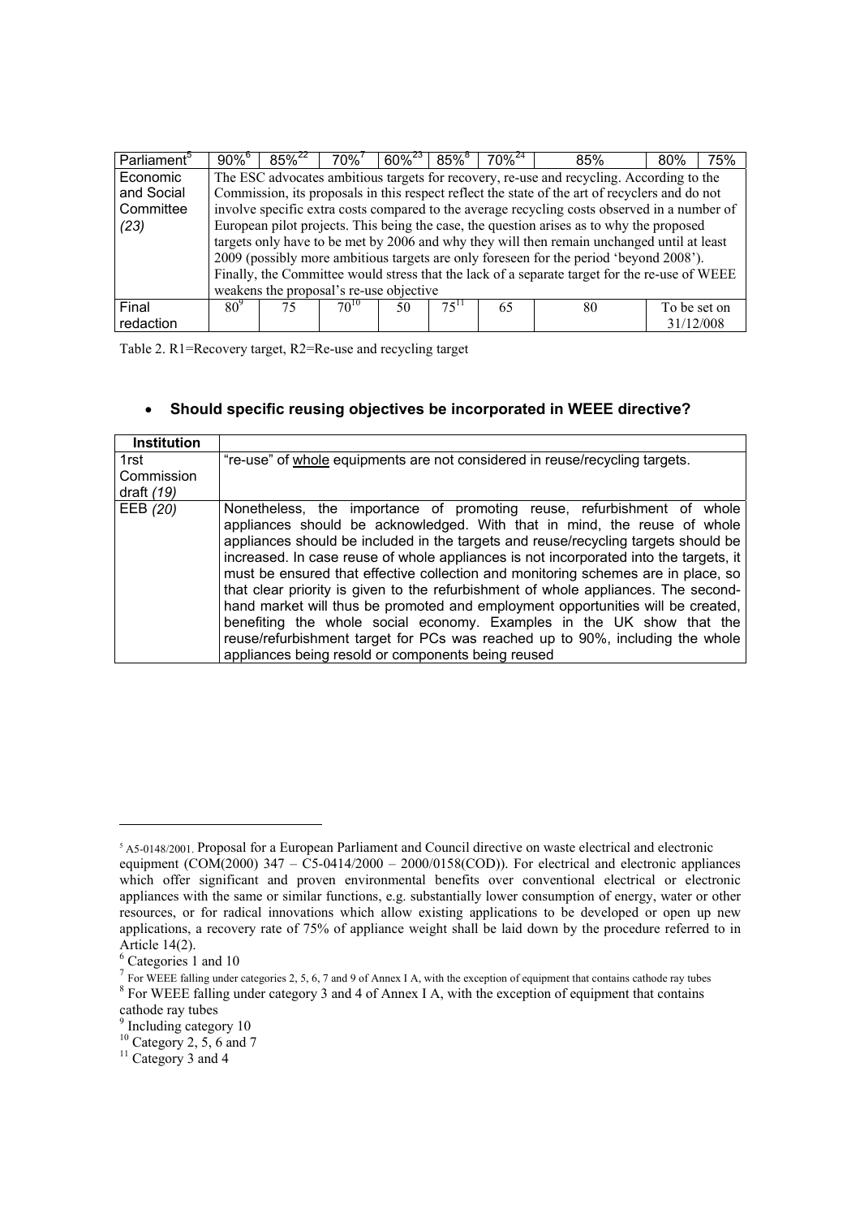| Parliament[5] | 90%[6] | 85%[22] | 70%[7] | 60%[23] | 85%[8] | 70%[24] | 85% | 80% | 75% |
|---|---|---|---|---|---|---|---|---|---|
| Economic and Social Committee *(23)* | The ESC advocates ambitious targets for recovery, re-use and recycling. According to the Commission, its proposals in this respect reflect the state of the art of recyclers and do not involve specific extra costs compared to the average recycling costs observed in a number of European pilot projects. This being the case, the question arises as to why the proposed targets only have to be met by 2006 and why they will then remain unchanged until at least 2009 (possibly more ambitious targets are only foreseen for the period 'beyond 2008'). Finally, the Committee would stress that the lack of a separate target for the re-use of WEEE weakens the proposal's re-use objective | | | | | | | | |
| Final redaction | 80[9] | 75 | 70[10] | 50 | 75[11] | 65 | 80 | To be set on 31/12/008 | |

Table 2. R1=Recovery target, R2=Re-use and recycling target

- **Should specific reusing objectives be incorporated in WEEE directive?**

| Institution | |
|---|---|
| 1rst Commission draft *(19)* | "re-use" of whole equipments are not considered in reuse/recycling targets. |
| EEB *(20)* | Nonetheless, the importance of promoting reuse, refurbishment of whole appliances should be acknowledged. With that in mind, the reuse of whole appliances should be included in the targets and reuse/recycling targets should be increased. In case reuse of whole appliances is not incorporated into the targets, it must be ensured that effective collection and monitoring schemes are in place, so that clear priority is given to the refurbishment of whole appliances. The second-hand market will thus be promoted and employment opportunities will be created, benefiting the whole social economy. Examples in the UK show that the reuse/refurbishment target for PCs was reached up to 90%, including the whole appliances being resold or components being reused |

[5] A5-0148/2001. Proposal for a European Parliament and Council directive on waste electrical and electronic equipment (COM(2000) 347 – C5-0414/2000 – 2000/0158(COD)). For electrical and electronic appliances which offer significant and proven environmental benefits over conventional electrical or electronic appliances with the same or similar functions, e.g. substantially lower consumption of energy, water or other resources, or for radical innovations which allow existing applications to be developed or open up new applications, a recovery rate of 75% of appliance weight shall be laid down by the procedure referred to in Article 14(2).

[6] Categories 1 and 10

[7] For WEEE falling under categories 2, 5, 6, 7 and 9 of Annex I A, with the exception of equipment that contains cathode ray tubes

[8] For WEEE falling under category 3 and 4 of Annex I A, with the exception of equipment that contains cathode ray tubes

[9] Including category 10

[10] Category 2, 5, 6 and 7

[11] Category 3 and 4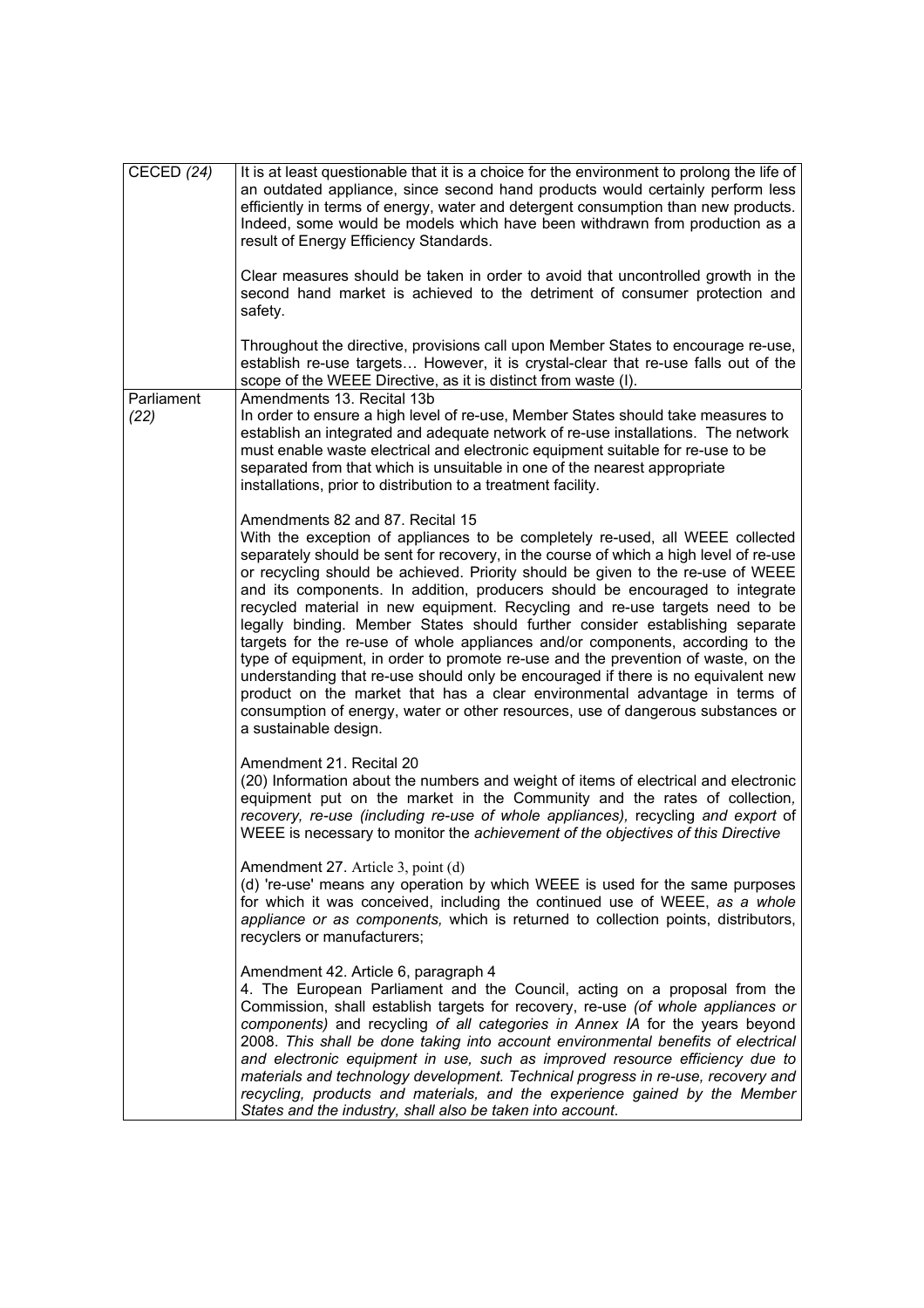| | |
|---|---|
| CECED *(24)* | It is at least questionable that it is a choice for the environment to prolong the life of an outdated appliance, since second hand products would certainly perform less efficiently in terms of energy, water and detergent consumption than new products. Indeed, some would be models which have been withdrawn from production as a result of Energy Efficiency Standards.<br><br>Clear measures should be taken in order to avoid that uncontrolled growth in the second hand market is achieved to the detriment of consumer protection and safety.<br><br>Throughout the directive, provisions call upon Member States to encourage re-use, establish re-use targets… However, it is crystal-clear that re-use falls out of the scope of the WEEE Directive, as it is distinct from waste (I). |
| Parliament *(22)* | Amendments 13. Recital 13b<br>In order to ensure a high level of re-use, Member States should take measures to establish an integrated and adequate network of re-use installations. The network must enable waste electrical and electronic equipment suitable for re-use to be separated from that which is unsuitable in one of the nearest appropriate installations, prior to distribution to a treatment facility.<br><br>Amendments 82 and 87. Recital 15<br>With the exception of appliances to be completely re-used, all WEEE collected separately should be sent for recovery, in the course of which a high level of re-use or recycling should be achieved. Priority should be given to the re-use of WEEE and its components. In addition, producers should be encouraged to integrate recycled material in new equipment. Recycling and re-use targets need to be legally binding. Member States should further consider establishing separate targets for the re-use of whole appliances and/or components, according to the type of equipment, in order to promote re-use and the prevention of waste, on the understanding that re-use should only be encouraged if there is no equivalent new product on the market that has a clear environmental advantage in terms of consumption of energy, water or other resources, use of dangerous substances or a sustainable design.<br><br>Amendment 21. Recital 20<br>(20) Information about the numbers and weight of items of electrical and electronic equipment put on the market in the Community and the rates of collection, *recovery, re-use (including re-use of whole appliances),* recycling *and export* of WEEE is necessary to monitor the *achievement of the objectives of this Directive*<br><br>Amendment 27. Article 3, point (d)<br>(d) 're-use' means any operation by which WEEE is used for the same purposes for which it was conceived, including the continued use of WEEE, *as a whole appliance or as components,* which is returned to collection points, distributors, recyclers or manufacturers;<br><br>Amendment 42. Article 6, paragraph 4<br>4. The European Parliament and the Council, acting on a proposal from the Commission, shall establish targets for recovery, re-use *(of whole appliances or components)* and recycling *of all categories in Annex IA* for the years beyond 2008. *This shall be done taking into account environmental benefits of electrical and electronic equipment in use, such as improved resource efficiency due to materials and technology development. Technical progress in re-use, recovery and recycling, products and materials, and the experience gained by the Member States and the industry, shall also be taken into account.* |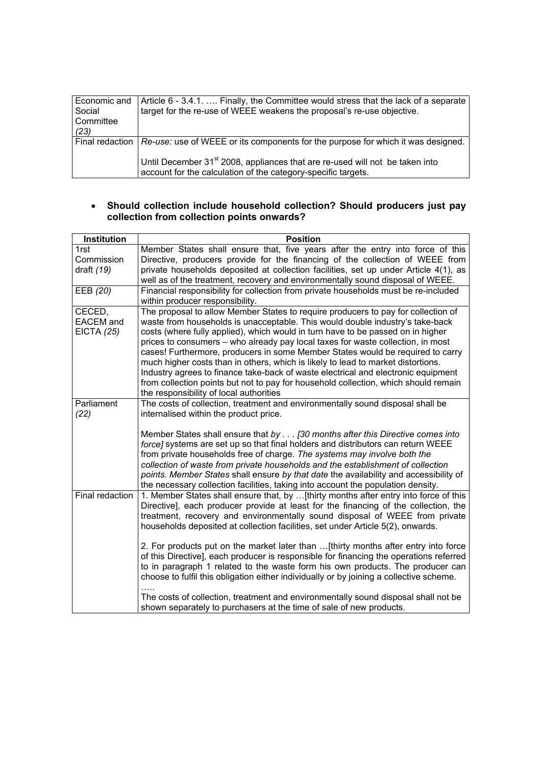| | |
|---|---|
| Economic and Social Committee *(23)* | Article 6 - 3.4.1. …. Finally, the Committee would stress that the lack of a separate target for the re-use of WEEE weakens the proposal's re-use objective. |
| Final redaction | *Re-use:* use of WEEE or its components for the purpose for which it was designed.<br><br>Until December 31st 2008, appliances that are re-used will not be taken into account for the calculation of the category-specific targets. |

- **Should collection include household collection? Should producers just pay collection from collection points onwards?**

| Institution | Position |
|---|---|
| 1rst Commission draft *(19)* | Member States shall ensure that, five years after the entry into force of this Directive, producers provide for the financing of the collection of WEEE from private households deposited at collection facilities, set up under Article 4(1), as well as of the treatment, recovery and environmentally sound disposal of WEEE. |
| EEB *(20)* | Financial responsibility for collection from private households must be re-included within producer responsibility. |
| CECED, EACEM and EICTA *(25)* | The proposal to allow Member States to require producers to pay for collection of waste from households is unacceptable. This would double industry's take-back costs (where fully applied), which would in turn have to be passed on in higher prices to consumers – who already pay local taxes for waste collection, in most cases! Furthermore, producers in some Member States would be required to carry much higher costs than in others, which is likely to lead to market distortions. Industry agrees to finance take-back of waste electrical and electronic equipment from collection points but not to pay for household collection, which should remain the responsibility of local authorities |
| Parliament *(22)* | The costs of collection, treatment and environmentally sound disposal shall be internalised within the product price.<br><br>Member States shall ensure that *by . . . [30 months after this Directive comes into force]* systems are set up so that final holders and distributors can return WEEE from private households free of charge. *The systems may involve both the collection of waste from private households and the establishment of collection points. Member States* shall ensure *by that date* the availability and accessibility of the necessary collection facilities, taking into account the population density. |
| Final redaction | 1. Member States shall ensure that, by …[thirty months after entry into force of this Directive], each producer provide at least for the financing of the collection, the treatment, recovery and environmentally sound disposal of WEEE from private households deposited at collection facilities, set under Article 5(2), onwards.<br><br>2. For products put on the market later than …[thirty months after entry into force of this Directive], each producer is responsible for financing the operations referred to in paragraph 1 related to the waste form his own products. The producer can choose to fulfil this obligation either individually or by joining a collective scheme.<br>…..<br>The costs of collection, treatment and environmentally sound disposal shall not be shown separately to purchasers at the time of sale of new products. |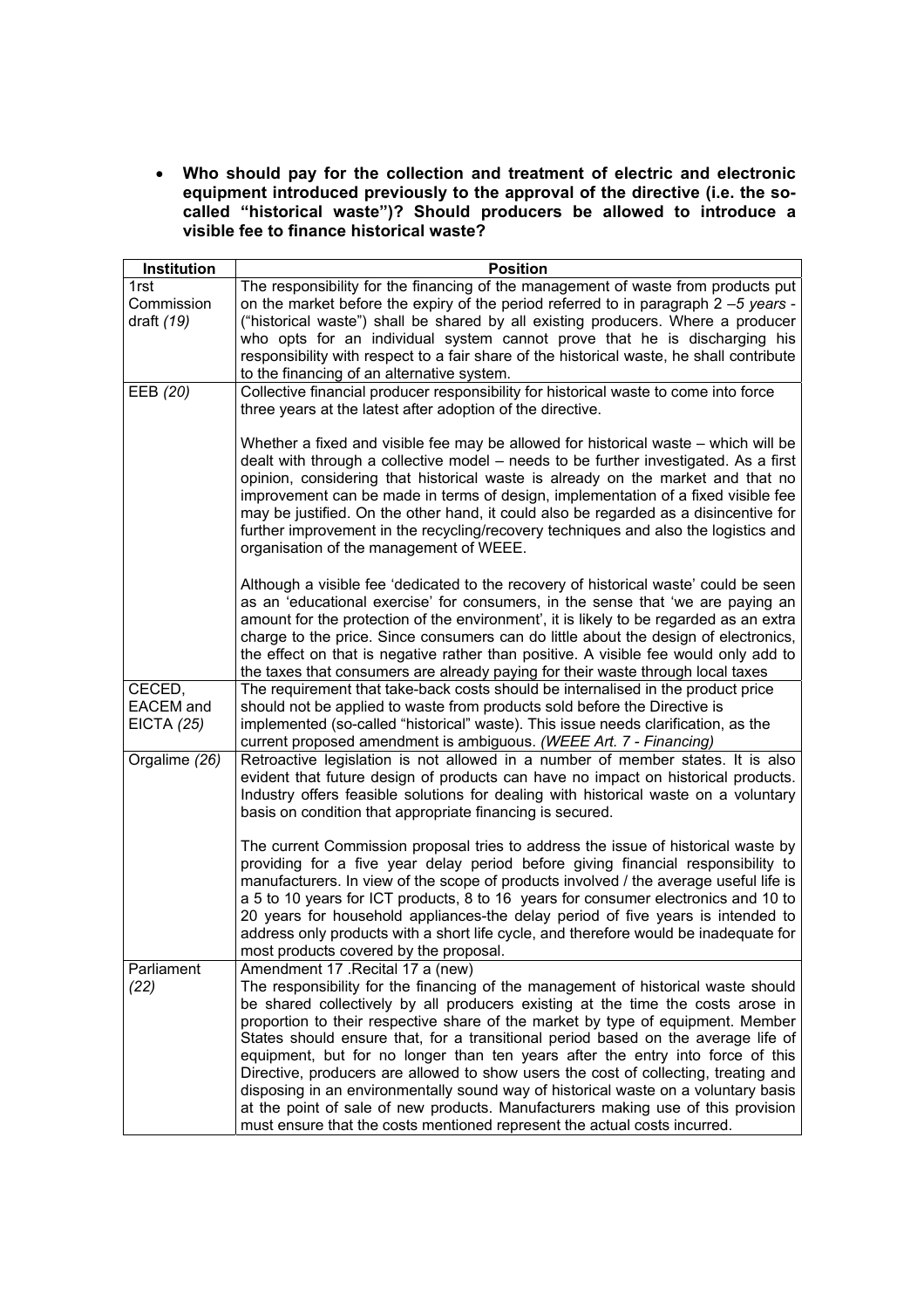- **Who should pay for the collection and treatment of electric and electronic equipment introduced previously to the approval of the directive (i.e. the so-called "historical waste")? Should producers be allowed to introduce a visible fee to finance historical waste?**

| Institution | Position |
|---|---|
| 1rst Commission draft *(19)* | The responsibility for the financing of the management of waste from products put on the market before the expiry of the period referred to in paragraph 2 –*5 years* - ("historical waste") shall be shared by all existing producers. Where a producer who opts for an individual system cannot prove that he is discharging his responsibility with respect to a fair share of the historical waste, he shall contribute to the financing of an alternative system. |
| EEB *(20)* | Collective financial producer responsibility for historical waste to come into force three years at the latest after adoption of the directive.<br><br>Whether a fixed and visible fee may be allowed for historical waste – which will be dealt with through a collective model – needs to be further investigated. As a first opinion, considering that historical waste is already on the market and that no improvement can be made in terms of design, implementation of a fixed visible fee may be justified. On the other hand, it could also be regarded as a disincentive for further improvement in the recycling/recovery techniques and also the logistics and organisation of the management of WEEE.<br><br>Although a visible fee 'dedicated to the recovery of historical waste' could be seen as an 'educational exercise' for consumers, in the sense that 'we are paying an amount for the protection of the environment', it is likely to be regarded as an extra charge to the price. Since consumers can do little about the design of electronics, the effect on that is negative rather than positive. A visible fee would only add to the taxes that consumers are already paying for their waste through local taxes |
| CECED, EACEM and EICTA *(25)* | The requirement that take-back costs should be internalised in the product price should not be applied to waste from products sold before the Directive is implemented (so-called "historical" waste). This issue needs clarification, as the current proposed amendment is ambiguous. *(WEEE Art. 7 - Financing)* |
| Orgalime *(26)* | Retroactive legislation is not allowed in a number of member states. It is also evident that future design of products can have no impact on historical products. Industry offers feasible solutions for dealing with historical waste on a voluntary basis on condition that appropriate financing is secured.<br><br>The current Commission proposal tries to address the issue of historical waste by providing for a five year delay period before giving financial responsibility to manufacturers. In view of the scope of products involved / the average useful life is a 5 to 10 years for ICT products, 8 to 16 years for consumer electronics and 10 to 20 years for household appliances-the delay period of five years is intended to address only products with a short life cycle, and therefore would be inadequate for most products covered by the proposal. |
| Parliament *(22)* | Amendment 17 .Recital 17 a (new)<br>The responsibility for the financing of the management of historical waste should be shared collectively by all producers existing at the time the costs arose in proportion to their respective share of the market by type of equipment. Member States should ensure that, for a transitional period based on the average life of equipment, but for no longer than ten years after the entry into force of this Directive, producers are allowed to show users the cost of collecting, treating and disposing in an environmentally sound way of historical waste on a voluntary basis at the point of sale of new products. Manufacturers making use of this provision must ensure that the costs mentioned represent the actual costs incurred. |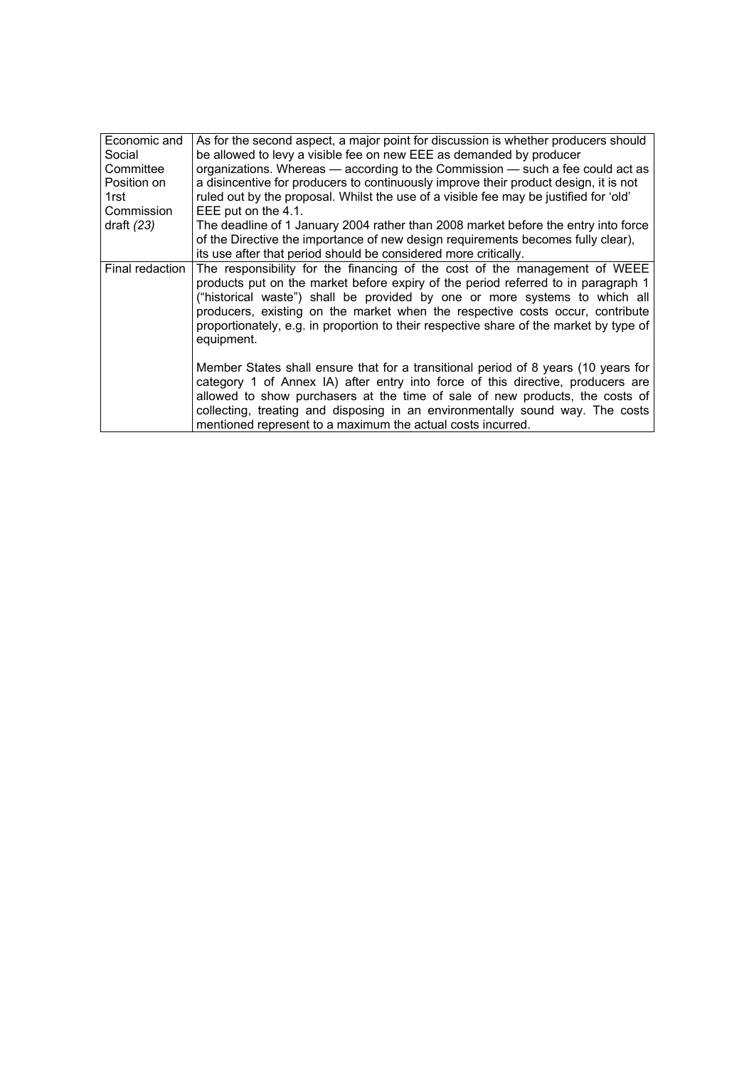| | |
|---|---|
| Economic and Social Committee Position on 1rst Commission draft *(23)* | As for the second aspect, a major point for discussion is whether producers should be allowed to levy a visible fee on new EEE as demanded by producer organizations. Whereas — according to the Commission — such a fee could act as a disincentive for producers to continuously improve their product design, it is not ruled out by the proposal. Whilst the use of a visible fee may be justified for 'old' EEE put on the 4.1.<br>The deadline of 1 January 2004 rather than 2008 market before the entry into force of the Directive the importance of new design requirements becomes fully clear), its use after that period should be considered more critically. |
| Final redaction | The responsibility for the financing of the cost of the management of WEEE products put on the market before expiry of the period referred to in paragraph 1 ("historical waste") shall be provided by one or more systems to which all producers, existing on the market when the respective costs occur, contribute proportionately, e.g. in proportion to their respective share of the market by type of equipment.<br><br>Member States shall ensure that for a transitional period of 8 years (10 years for category 1 of Annex IA) after entry into force of this directive, producers are allowed to show purchasers at the time of sale of new products, the costs of collecting, treating and disposing in an environmentally sound way. The costs mentioned represent to a maximum the actual costs incurred. |